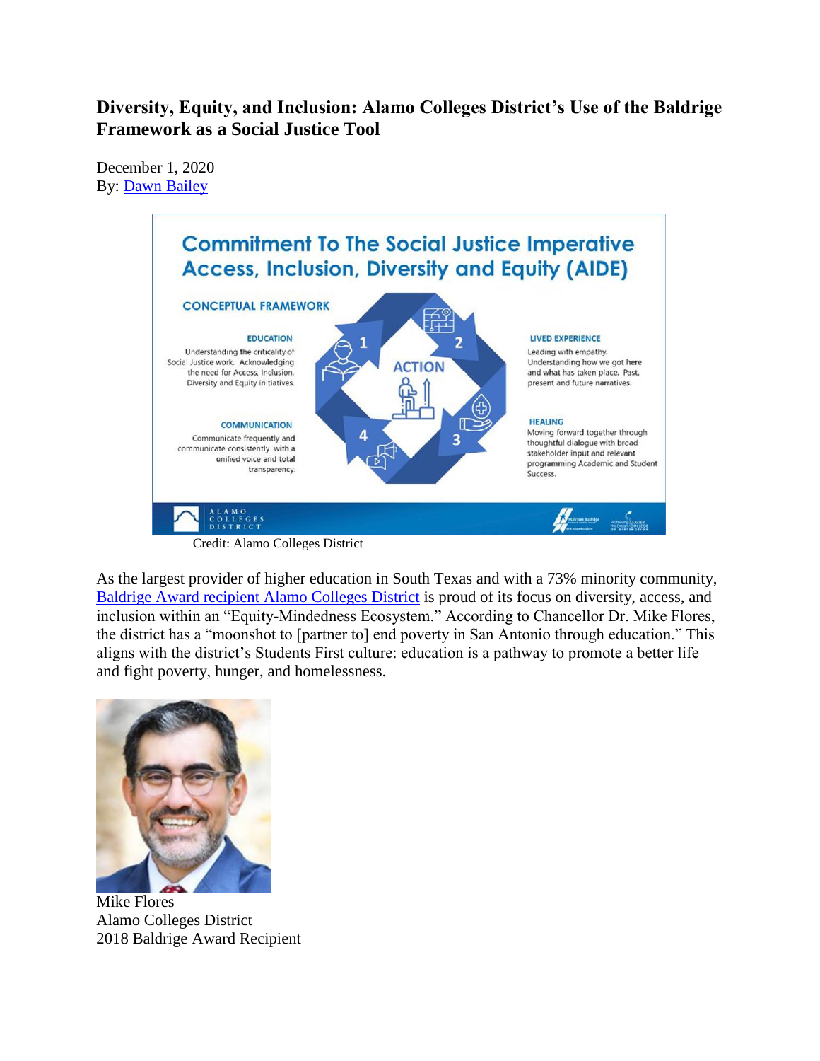# Diversity, Equity, and Inclusion: Alamo Colleges District's Use of the Baldrige Framework as a Social Justice Tool

December 1, 2020
By: [Dawn Bailey]

Credit: Alamo Colleges District

As the largest provider of higher education in South Texas and with a 73% minority community, [Baldrige Award recipient Alamo Colleges District] is proud of its focus on diversity, access, and inclusion within an "Equity-Mindedness Ecosystem." According to Chancellor Dr. Mike Flores, the district has a "moonshot to [partner to] end poverty in San Antonio through education." This aligns with the district's Students First culture: education is a pathway to promote a better life and fight poverty, hunger, and homelessness.

Mike Flores
Alamo Colleges District
2018 Baldrige Award Recipient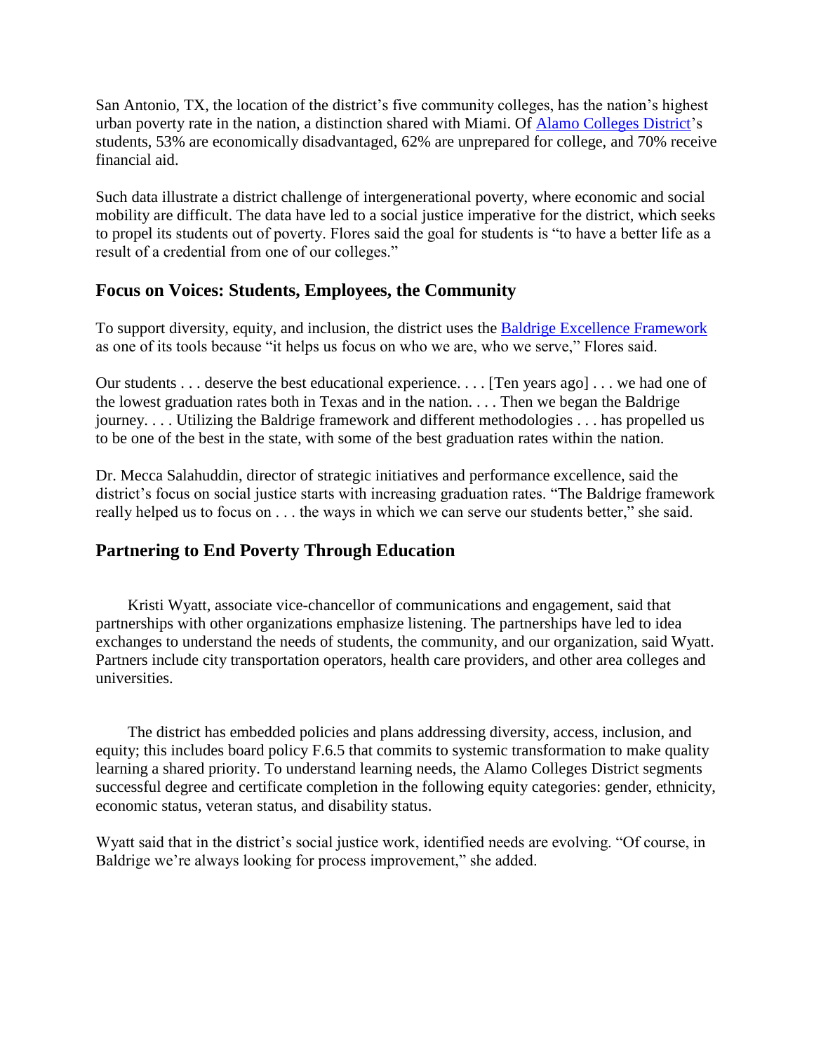San Antonio, TX, the location of the district's five community colleges, has the nation's highest urban poverty rate in the nation, a distinction shared with Miami. Of Alamo Colleges District's students, 53% are economically disadvantaged, 62% are unprepared for college, and 70% receive financial aid.

Such data illustrate a district challenge of intergenerational poverty, where economic and social mobility are difficult. The data have led to a social justice imperative for the district, which seeks to propel its students out of poverty. Flores said the goal for students is "to have a better life as a result of a credential from one of our colleges."

### Focus on Voices: Students, Employees, the Community

To support diversity, equity, and inclusion, the district uses the Baldrige Excellence Framework as one of its tools because "it helps us focus on who we are, who we serve," Flores said.

Our students . . . deserve the best educational experience. . . . [Ten years ago] . . . we had one of the lowest graduation rates both in Texas and in the nation. . . . Then we began the Baldrige journey. . . . Utilizing the Baldrige framework and different methodologies . . . has propelled us to be one of the best in the state, with some of the best graduation rates within the nation.

Dr. Mecca Salahuddin, director of strategic initiatives and performance excellence, said the district's focus on social justice starts with increasing graduation rates. "The Baldrige framework really helped us to focus on . . . the ways in which we can serve our students better," she said.

### Partnering to End Poverty Through Education

Kristi Wyatt, associate vice-chancellor of communications and engagement, said that partnerships with other organizations emphasize listening. The partnerships have led to idea exchanges to understand the needs of students, the community, and our organization, said Wyatt. Partners include city transportation operators, health care providers, and other area colleges and universities.

The district has embedded policies and plans addressing diversity, access, inclusion, and equity; this includes board policy F.6.5 that commits to systemic transformation to make quality learning a shared priority. To understand learning needs, the Alamo Colleges District segments successful degree and certificate completion in the following equity categories: gender, ethnicity, economic status, veteran status, and disability status.

Wyatt said that in the district's social justice work, identified needs are evolving. "Of course, in Baldrige we're always looking for process improvement," she added.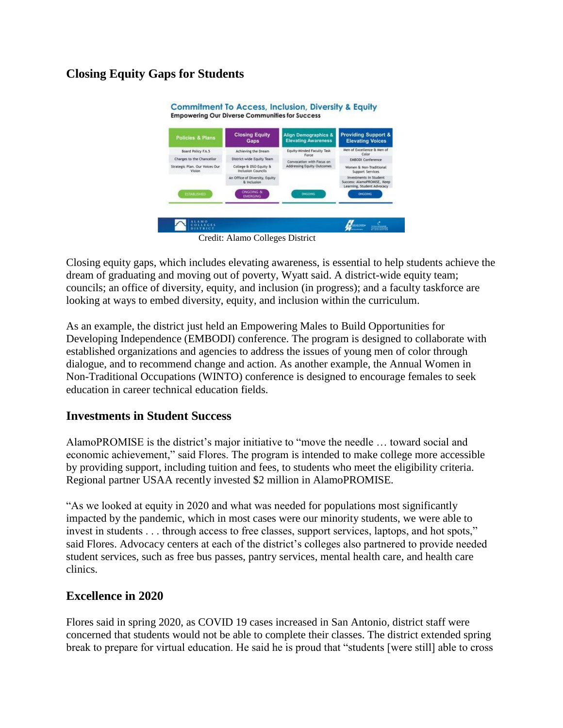## Closing Equity Gaps for Students

**Commitment To Access, Inclusion, Diversity & Equity**
Empowering Our Diverse Communities for Success

| Policies & Plans | Closing Equity Gaps | Align Demographics & Elevating Awareness | Providing Support & Elevating Voices |
|---|---|---|---|
| Board Policy F.6.5 | Achieving the Dream | Equity-Minded Faculty Task Force | Men of Excellence & Men of Color |
| Charges to the Chancellor | District-wide Equity Team | Convocation with Focus on Addressing Equity Outcomes | EMBODI Conference |
| Strategic Plan. Our Voices Our Vision | College & DSO Equity & Inclusion Councils | | Women & Non-Traditional Support Services |
| | An Office of Diversity, Equity & Inclusion | | Investments in Student Success: AlamoPROMISE, Keep Learning, Student Advocacy |
| ESTABLISHED | ONGOING & EMERGING | ONGOING | ONGOING |

Credit: Alamo Colleges District

Closing equity gaps, which includes elevating awareness, is essential to help students achieve the dream of graduating and moving out of poverty, Wyatt said. A district-wide equity team; councils; an office of diversity, equity, and inclusion (in progress); and a faculty taskforce are looking at ways to embed diversity, equity, and inclusion within the curriculum.

As an example, the district just held an Empowering Males to Build Opportunities for Developing Independence (EMBODI) conference. The program is designed to collaborate with established organizations and agencies to address the issues of young men of color through dialogue, and to recommend change and action. As another example, the Annual Women in Non-Traditional Occupations (WINTO) conference is designed to encourage females to seek education in career technical education fields.

## Investments in Student Success

AlamoPROMISE is the district's major initiative to "move the needle … toward social and economic achievement," said Flores. The program is intended to make college more accessible by providing support, including tuition and fees, to students who meet the eligibility criteria. Regional partner USAA recently invested $2 million in AlamoPROMISE.

"As we looked at equity in 2020 and what was needed for populations most significantly impacted by the pandemic, which in most cases were our minority students, we were able to invest in students . . . through access to free classes, support services, laptops, and hot spots," said Flores. Advocacy centers at each of the district's colleges also partnered to provide needed student services, such as free bus passes, pantry services, mental health care, and health care clinics.

## Excellence in 2020

Flores said in spring 2020, as COVID 19 cases increased in San Antonio, district staff were concerned that students would not be able to complete their classes. The district extended spring break to prepare for virtual education. He said he is proud that "students [were still] able to cross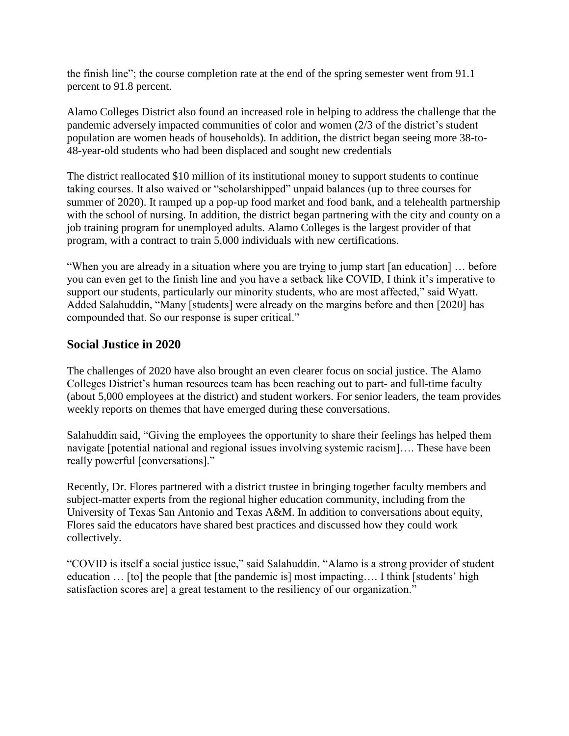the finish line"; the course completion rate at the end of the spring semester went from 91.1 percent to 91.8 percent.

Alamo Colleges District also found an increased role in helping to address the challenge that the pandemic adversely impacted communities of color and women (2/3 of the district's student population are women heads of households). In addition, the district began seeing more 38-to-48-year-old students who had been displaced and sought new credentials

The district reallocated $10 million of its institutional money to support students to continue taking courses. It also waived or "scholarshipped" unpaid balances (up to three courses for summer of 2020). It ramped up a pop-up food market and food bank, and a telehealth partnership with the school of nursing. In addition, the district began partnering with the city and county on a job training program for unemployed adults. Alamo Colleges is the largest provider of that program, with a contract to train 5,000 individuals with new certifications.

"When you are already in a situation where you are trying to jump start [an education] … before you can even get to the finish line and you have a setback like COVID, I think it's imperative to support our students, particularly our minority students, who are most affected," said Wyatt. Added Salahuddin, "Many [students] were already on the margins before and then [2020] has compounded that. So our response is super critical."

## Social Justice in 2020

The challenges of 2020 have also brought an even clearer focus on social justice. The Alamo Colleges District's human resources team has been reaching out to part- and full-time faculty (about 5,000 employees at the district) and student workers. For senior leaders, the team provides weekly reports on themes that have emerged during these conversations.

Salahuddin said, "Giving the employees the opportunity to share their feelings has helped them navigate [potential national and regional issues involving systemic racism]…. These have been really powerful [conversations]."

Recently, Dr. Flores partnered with a district trustee in bringing together faculty members and subject-matter experts from the regional higher education community, including from the University of Texas San Antonio and Texas A&M. In addition to conversations about equity, Flores said the educators have shared best practices and discussed how they could work collectively.

"COVID is itself a social justice issue," said Salahuddin. "Alamo is a strong provider of student education … [to] the people that [the pandemic is] most impacting…. I think [students' high satisfaction scores are] a great testament to the resiliency of our organization."